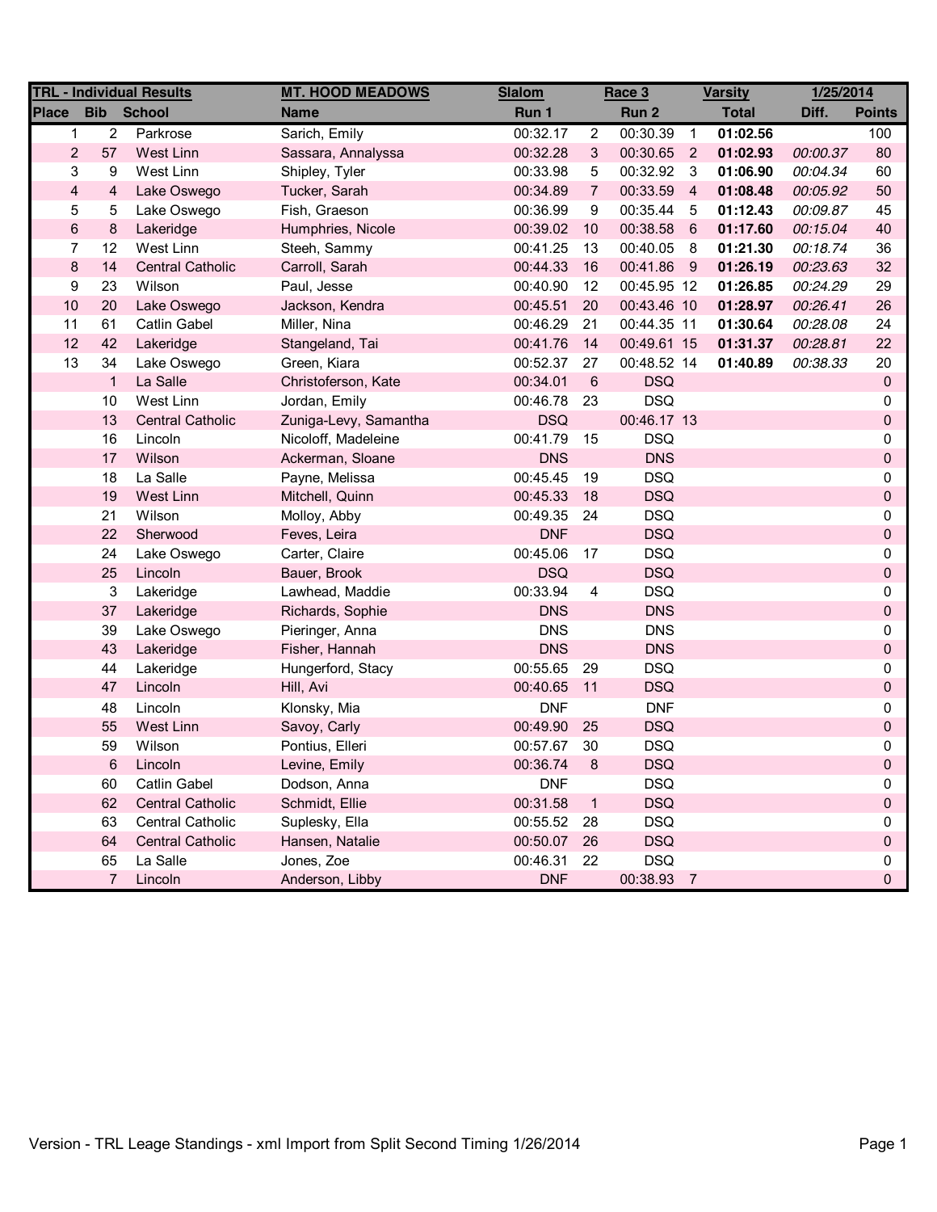| TRL - Individual Results | | | MT. HOOD MEADOWS | Slalom | | Race 3 | | Varsity | 1/25/2014 | |
|---|---|---|---|---|---|---|---|---|---|---|
| **Place** | **Bib** | **School** | **Name** | **Run 1** | | **Run 2** | | **Total** | **Diff.** | **Points** |
| 1 | 2 | Parkrose | Sarich, Emily | 00:32.17 | 2 | 00:30.39 | 1 | **01:02.56** | | 100 |
| 2 | 57 | West Linn | Sassara, Annalyssa | 00:32.28 | 3 | 00:30.65 | 2 | **01:02.93** | *00:00.37* | 80 |
| 3 | 9 | West Linn | Shipley, Tyler | 00:33.98 | 5 | 00:32.92 | 3 | **01:06.90** | *00:04.34* | 60 |
| 4 | 4 | Lake Oswego | Tucker, Sarah | 00:34.89 | 7 | 00:33.59 | 4 | **01:08.48** | *00:05.92* | 50 |
| 5 | 5 | Lake Oswego | Fish, Graeson | 00:36.99 | 9 | 00:35.44 | 5 | **01:12.43** | *00:09.87* | 45 |
| 6 | 8 | Lakeridge | Humphries, Nicole | 00:39.02 | 10 | 00:38.58 | 6 | **01:17.60** | *00:15.04* | 40 |
| 7 | 12 | West Linn | Steeh, Sammy | 00:41.25 | 13 | 00:40.05 | 8 | **01:21.30** | *00:18.74* | 36 |
| 8 | 14 | Central Catholic | Carroll, Sarah | 00:44.33 | 16 | 00:41.86 | 9 | **01:26.19** | *00:23.63* | 32 |
| 9 | 23 | Wilson | Paul, Jesse | 00:40.90 | 12 | 00:45.95 | 12 | **01:26.85** | *00:24.29* | 29 |
| 10 | 20 | Lake Oswego | Jackson, Kendra | 00:45.51 | 20 | 00:43.46 | 10 | **01:28.97** | *00:26.41* | 26 |
| 11 | 61 | Catlin Gabel | Miller, Nina | 00:46.29 | 21 | 00:44.35 | 11 | **01:30.64** | *00:28.08* | 24 |
| 12 | 42 | Lakeridge | Stangeland, Tai | 00:41.76 | 14 | 00:49.61 | 15 | **01:31.37** | *00:28.81* | 22 |
| 13 | 34 | Lake Oswego | Green, Kiara | 00:52.37 | 27 | 00:48.52 | 14 | **01:40.89** | *00:38.33* | 20 |
| | 1 | La Salle | Christoferson, Kate | 00:34.01 | 6 | DSQ | | | | 0 |
| | 10 | West Linn | Jordan, Emily | 00:46.78 | 23 | DSQ | | | | 0 |
| | 13 | Central Catholic | Zuniga-Levy, Samantha | DSQ | | 00:46.17 | 13 | | | 0 |
| | 16 | Lincoln | Nicoloff, Madeleine | 00:41.79 | 15 | DSQ | | | | 0 |
| | 17 | Wilson | Ackerman, Sloane | DNS | | DNS | | | | 0 |
| | 18 | La Salle | Payne, Melissa | 00:45.45 | 19 | DSQ | | | | 0 |
| | 19 | West Linn | Mitchell, Quinn | 00:45.33 | 18 | DSQ | | | | 0 |
| | 21 | Wilson | Molloy, Abby | 00:49.35 | 24 | DSQ | | | | 0 |
| | 22 | Sherwood | Feves, Leira | DNF | | DSQ | | | | 0 |
| | 24 | Lake Oswego | Carter, Claire | 00:45.06 | 17 | DSQ | | | | 0 |
| | 25 | Lincoln | Bauer, Brook | DSQ | | DSQ | | | | 0 |
| | 3 | Lakeridge | Lawhead, Maddie | 00:33.94 | 4 | DSQ | | | | 0 |
| | 37 | Lakeridge | Richards, Sophie | DNS | | DNS | | | | 0 |
| | 39 | Lake Oswego | Pieringer, Anna | DNS | | DNS | | | | 0 |
| | 43 | Lakeridge | Fisher, Hannah | DNS | | DNS | | | | 0 |
| | 44 | Lakeridge | Hungerford, Stacy | 00:55.65 | 29 | DSQ | | | | 0 |
| | 47 | Lincoln | Hill, Avi | 00:40.65 | 11 | DSQ | | | | 0 |
| | 48 | Lincoln | Klonsky, Mia | DNF | | DNF | | | | 0 |
| | 55 | West Linn | Savoy, Carly | 00:49.90 | 25 | DSQ | | | | 0 |
| | 59 | Wilson | Pontius, Elleri | 00:57.67 | 30 | DSQ | | | | 0 |
| | 6 | Lincoln | Levine, Emily | 00:36.74 | 8 | DSQ | | | | 0 |
| | 60 | Catlin Gabel | Dodson, Anna | DNF | | DSQ | | | | 0 |
| | 62 | Central Catholic | Schmidt, Ellie | 00:31.58 | 1 | DSQ | | | | 0 |
| | 63 | Central Catholic | Suplesky, Ella | 00:55.52 | 28 | DSQ | | | | 0 |
| | 64 | Central Catholic | Hansen, Natalie | 00:50.07 | 26 | DSQ | | | | 0 |
| | 65 | La Salle | Jones, Zoe | 00:46.31 | 22 | DSQ | | | | 0 |
| | 7 | Lincoln | Anderson, Libby | DNF | | 00:38.93 | 7 | | | 0 |

Version - TRL Leage Standings - xml Import from Split Second Timing 1/26/2014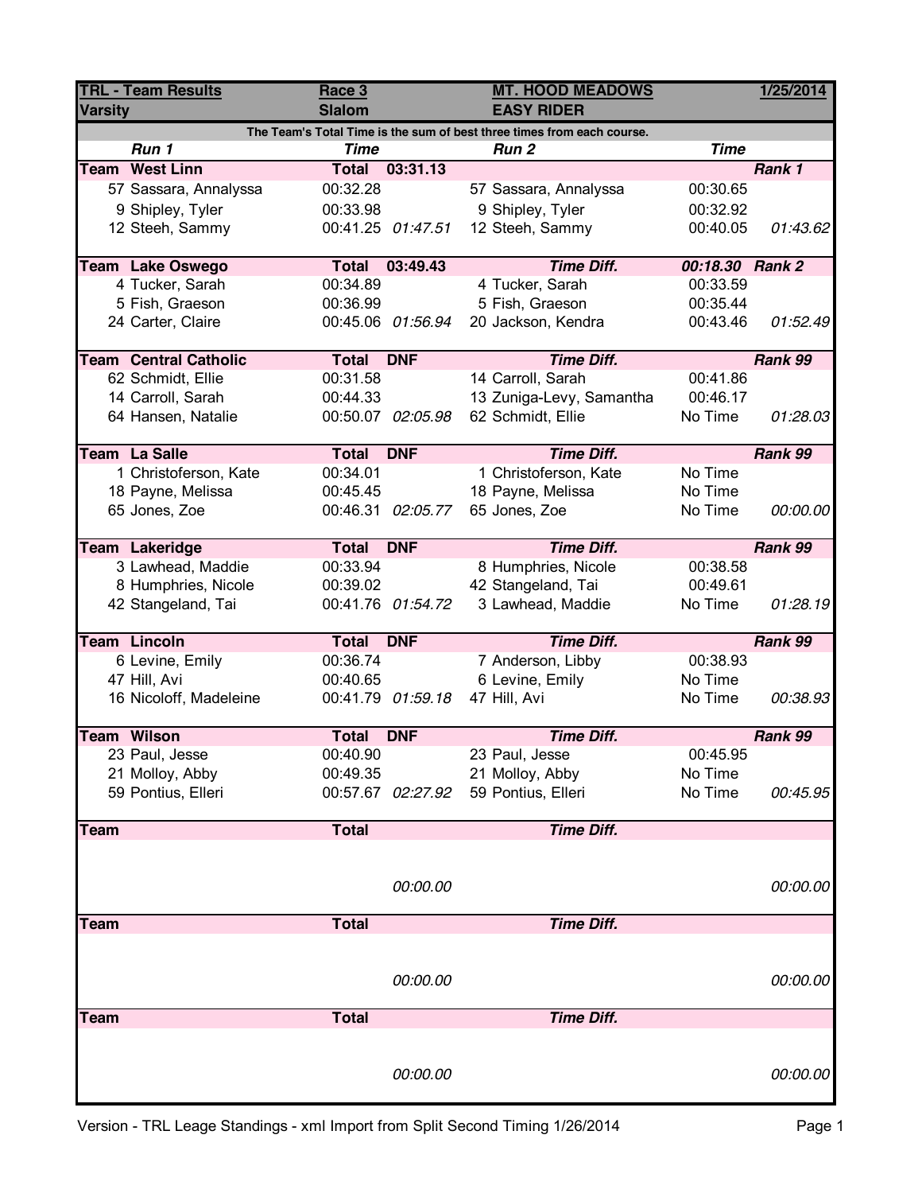| TRL - Team Results | Race 3 | | MT. HOOD MEADOWS | | 1/25/2014 |
|---|---|---|---|---|---|
| **Varsity** | **Slalom** | | **EASY RIDER** | | |

**The Team's Total Time is the sum of best three times from each course.**

| *Run 1* | *Time* | | *Run 2* | *Time* | |
|---|---|---|---|---|---|
| **Team West Linn** | **Total** | **03:31.13** | | | ***Rank 1*** |
| 57 Sassara, Annalyssa | 00:32.28 | | 57 Sassara, Annalyssa | 00:30.65 | |
| 9 Shipley, Tyler | 00:33.98 | | 9 Shipley, Tyler | 00:32.92 | |
| 12 Steeh, Sammy | 00:41.25 | *01:47.51* | 12 Steeh, Sammy | 00:40.05 | *01:43.62* |
| **Team Lake Oswego** | **Total** | **03:49.43** | ***Time Diff.*** | ***00:18.30*** | ***Rank 2*** |
| 4 Tucker, Sarah | 00:34.89 | | 4 Tucker, Sarah | 00:33.59 | |
| 5 Fish, Graeson | 00:36.99 | | 5 Fish, Graeson | 00:35.44 | |
| 24 Carter, Claire | 00:45.06 | *01:56.94* | 20 Jackson, Kendra | 00:43.46 | *01:52.49* |
| **Team Central Catholic** | **Total** | **DNF** | ***Time Diff.*** | | ***Rank 99*** |
| 62 Schmidt, Ellie | 00:31.58 | | 14 Carroll, Sarah | 00:41.86 | |
| 14 Carroll, Sarah | 00:44.33 | | 13 Zuniga-Levy, Samantha | 00:46.17 | |
| 64 Hansen, Natalie | 00:50.07 | *02:05.98* | 62 Schmidt, Ellie | No Time | *01:28.03* |
| **Team La Salle** | **Total** | **DNF** | ***Time Diff.*** | | ***Rank 99*** |
| 1 Christoferson, Kate | 00:34.01 | | 1 Christoferson, Kate | No Time | |
| 18 Payne, Melissa | 00:45.45 | | 18 Payne, Melissa | No Time | |
| 65 Jones, Zoe | 00:46.31 | *02:05.77* | 65 Jones, Zoe | No Time | *00:00.00* |
| **Team Lakeridge** | **Total** | **DNF** | ***Time Diff.*** | | ***Rank 99*** |
| 3 Lawhead, Maddie | 00:33.94 | | 8 Humphries, Nicole | 00:38.58 | |
| 8 Humphries, Nicole | 00:39.02 | | 42 Stangeland, Tai | 00:49.61 | |
| 42 Stangeland, Tai | 00:41.76 | *01:54.72* | 3 Lawhead, Maddie | No Time | *01:28.19* |
| **Team Lincoln** | **Total** | **DNF** | ***Time Diff.*** | | ***Rank 99*** |
| 6 Levine, Emily | 00:36.74 | | 7 Anderson, Libby | 00:38.93 | |
| 47 Hill, Avi | 00:40.65 | | 6 Levine, Emily | No Time | |
| 16 Nicoloff, Madeleine | 00:41.79 | *01:59.18* | 47 Hill, Avi | No Time | *00:38.93* |
| **Team Wilson** | **Total** | **DNF** | ***Time Diff.*** | | ***Rank 99*** |
| 23 Paul, Jesse | 00:40.90 | | 23 Paul, Jesse | 00:45.95 | |
| 21 Molloy, Abby | 00:49.35 | | 21 Molloy, Abby | No Time | |
| 59 Pontius, Elleri | 00:57.67 | *02:27.92* | 59 Pontius, Elleri | No Time | *00:45.95* |
| **Team** | **Total** | | ***Time Diff.*** | | |
| | | *00:00.00* | | | *00:00.00* |
| **Team** | **Total** | | ***Time Diff.*** | | |
| | | *00:00.00* | | | *00:00.00* |
| **Team** | **Total** | | ***Time Diff.*** | | |
| | | *00:00.00* | | | *00:00.00* |

Version - TRL Leage Standings - xml Import from Split Second Timing 1/26/2014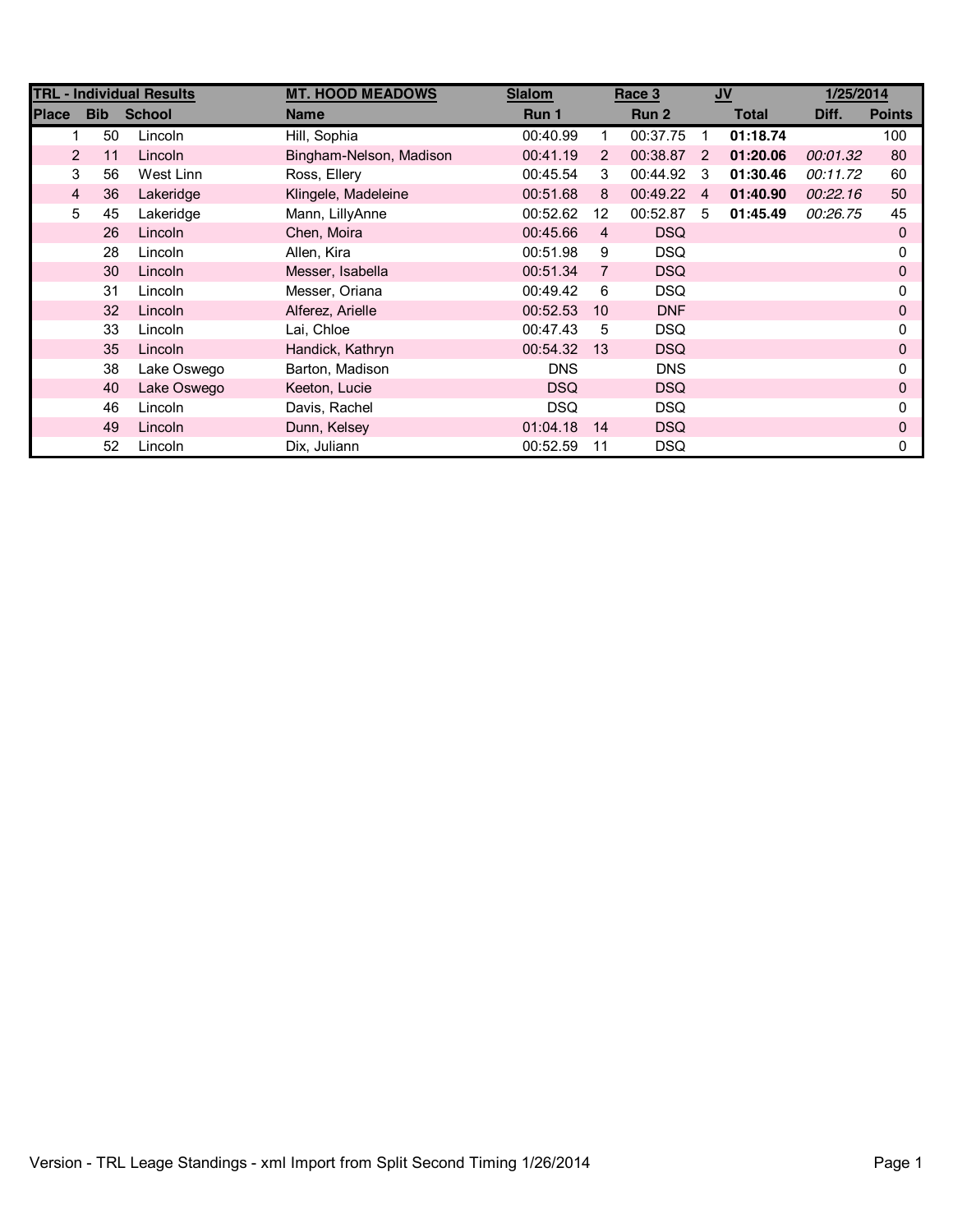| TRL - Individual Results | | | MT. HOOD MEADOWS | Slalom | | Race 3 | | JV | | 1/25/2014 |
|---|---|---|---|---|---|---|---|---|---|---|
| **Place** | **Bib** | **School** | **Name** | **Run 1** | | **Run 2** | | **Total** | **Diff.** | **Points** |
| 1 | 50 | Lincoln | Hill, Sophia | 00:40.99 | 1 | 00:37.75 | 1 | **01:18.74** | | 100 |
| 2 | 11 | Lincoln | Bingham-Nelson, Madison | 00:41.19 | 2 | 00:38.87 | 2 | **01:20.06** | *00:01.32* | 80 |
| 3 | 56 | West Linn | Ross, Ellery | 00:45.54 | 3 | 00:44.92 | 3 | **01:30.46** | *00:11.72* | 60 |
| 4 | 36 | Lakeridge | Klingele, Madeleine | 00:51.68 | 8 | 00:49.22 | 4 | **01:40.90** | *00:22.16* | 50 |
| 5 | 45 | Lakeridge | Mann, LillyAnne | 00:52.62 | 12 | 00:52.87 | 5 | **01:45.49** | *00:26.75* | 45 |
| | 26 | Lincoln | Chen, Moira | 00:45.66 | 4 | DSQ | | | | 0 |
| | 28 | Lincoln | Allen, Kira | 00:51.98 | 9 | DSQ | | | | 0 |
| | 30 | Lincoln | Messer, Isabella | 00:51.34 | 7 | DSQ | | | | 0 |
| | 31 | Lincoln | Messer, Oriana | 00:49.42 | 6 | DSQ | | | | 0 |
| | 32 | Lincoln | Alferez, Arielle | 00:52.53 | 10 | DNF | | | | 0 |
| | 33 | Lincoln | Lai, Chloe | 00:47.43 | 5 | DSQ | | | | 0 |
| | 35 | Lincoln | Handick, Kathryn | 00:54.32 | 13 | DSQ | | | | 0 |
| | 38 | Lake Oswego | Barton, Madison | DNS | | DNS | | | | 0 |
| | 40 | Lake Oswego | Keeton, Lucie | DSQ | | DSQ | | | | 0 |
| | 46 | Lincoln | Davis, Rachel | DSQ | | DSQ | | | | 0 |
| | 49 | Lincoln | Dunn, Kelsey | 01:04.18 | 14 | DSQ | | | | 0 |
| | 52 | Lincoln | Dix, Juliann | 00:52.59 | 11 | DSQ | | | | 0 |

Version - TRL Leage Standings - xml Import from Split Second Timing 1/26/2014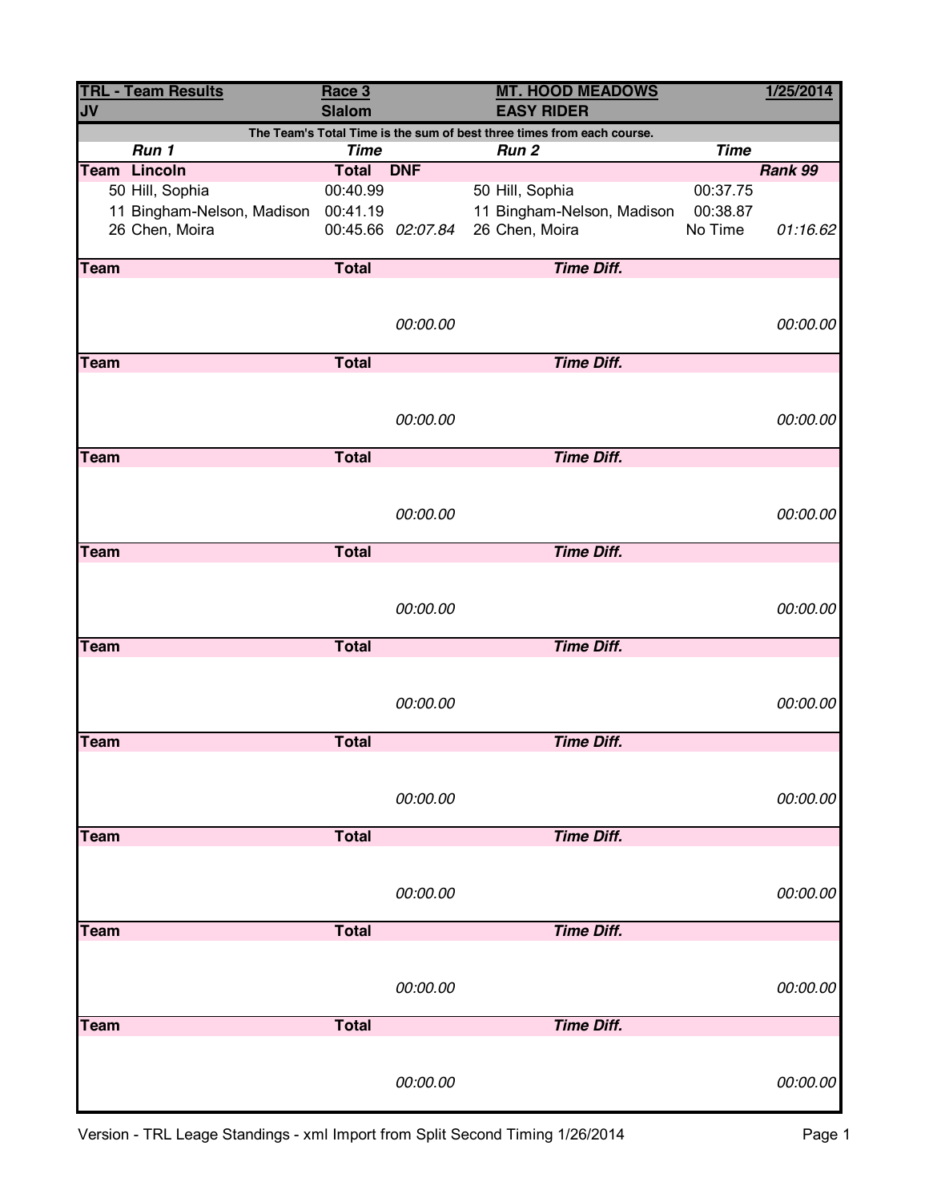| TRL - Team Results | Race 3 | | MT. HOOD MEADOWS | | 1/25/2014 |
|---|---|---|---|---|---|
| JV | Slalom | | EASY RIDER | | |

**The Team's Total Time is the sum of best three times from each course.**

| Run 1 | Time | | Run 2 | Time | |
|---|---|---|---|---|---|
| **Team Lincoln** | **Total** | **DNF** | | | ***Rank 99*** |
| 50 Hill, Sophia | 00:40.99 | | 50 Hill, Sophia | 00:37.75 | |
| 11 Bingham-Nelson, Madison | 00:41.19 | | 11 Bingham-Nelson, Madison | 00:38.87 | |
| 26 Chen, Moira | 00:45.66 | *02:07.84* | 26 Chen, Moira | No Time | *01:16.62* |
| **Team** | **Total** | | ***Time Diff.*** | | |
| | | *00:00.00* | | | *00:00.00* |
| **Team** | **Total** | | ***Time Diff.*** | | |
| | | *00:00.00* | | | *00:00.00* |
| **Team** | **Total** | | ***Time Diff.*** | | |
| | | *00:00.00* | | | *00:00.00* |
| **Team** | **Total** | | ***Time Diff.*** | | |
| | | *00:00.00* | | | *00:00.00* |
| **Team** | **Total** | | ***Time Diff.*** | | |
| | | *00:00.00* | | | *00:00.00* |
| **Team** | **Total** | | ***Time Diff.*** | | |
| | | *00:00.00* | | | *00:00.00* |
| **Team** | **Total** | | ***Time Diff.*** | | |
| | | *00:00.00* | | | *00:00.00* |
| **Team** | **Total** | | ***Time Diff.*** | | |
| | | *00:00.00* | | | *00:00.00* |
| **Team** | **Total** | | ***Time Diff.*** | | |
| | | *00:00.00* | | | *00:00.00* |

Version - TRL Leage Standings - xml Import from Split Second Timing 1/26/2014